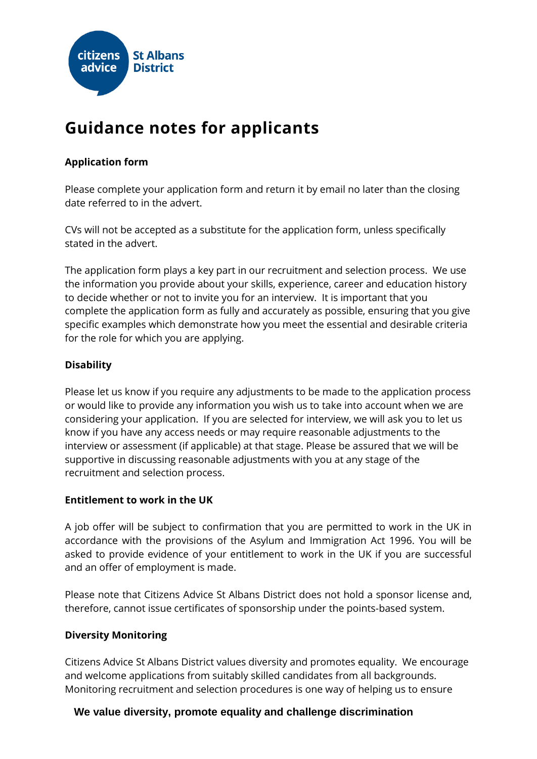citizens advice St Albans District

# Guidance notes for applicants

**Application form**

Please complete your application form and return it by email no later than the closing date referred to in the advert.

CVs will not be accepted as a substitute for the application form, unless specifically stated in the advert.

The application form plays a key part in our recruitment and selection process. We use the information you provide about your skills, experience, career and education history to decide whether or not to invite you for an interview. It is important that you complete the application form as fully and accurately as possible, ensuring that you give specific examples which demonstrate how you meet the essential and desirable criteria for the role for which you are applying.

**Disability**

Please let us know if you require any adjustments to be made to the application process or would like to provide any information you wish us to take into account when we are considering your application. If you are selected for interview, we will ask you to let us know if you have any access needs or may require reasonable adjustments to the interview or assessment (if applicable) at that stage. Please be assured that we will be supportive in discussing reasonable adjustments with you at any stage of the recruitment and selection process.

**Entitlement to work in the UK**

A job offer will be subject to confirmation that you are permitted to work in the UK in accordance with the provisions of the Asylum and Immigration Act 1996. You will be asked to provide evidence of your entitlement to work in the UK if you are successful and an offer of employment is made.

Please note that Citizens Advice St Albans District does not hold a sponsor license and, therefore, cannot issue certificates of sponsorship under the points-based system.

**Diversity Monitoring**

Citizens Advice St Albans District values diversity and promotes equality. We encourage and welcome applications from suitably skilled candidates from all backgrounds. Monitoring recruitment and selection procedures is one way of helping us to ensure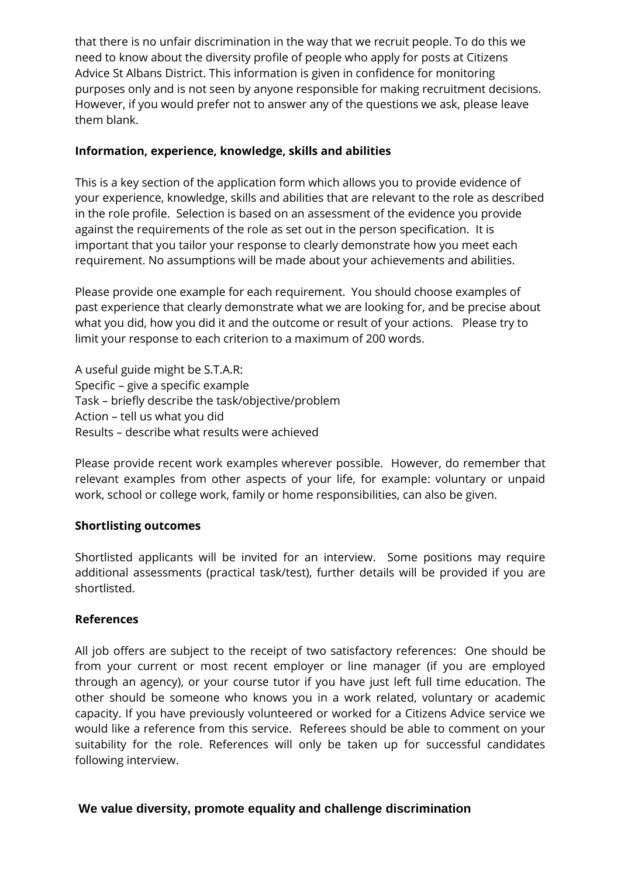that there is no unfair discrimination in the way that we recruit people. To do this we need to know about the diversity profile of people who apply for posts at Citizens Advice St Albans District. This information is given in confidence for monitoring purposes only and is not seen by anyone responsible for making recruitment decisions. However, if you would prefer not to answer any of the questions we ask, please leave them blank.

**Information, experience, knowledge, skills and abilities**

This is a key section of the application form which allows you to provide evidence of your experience, knowledge, skills and abilities that are relevant to the role as described in the role profile. Selection is based on an assessment of the evidence you provide against the requirements of the role as set out in the person specification. It is important that you tailor your response to clearly demonstrate how you meet each requirement. No assumptions will be made about your achievements and abilities.

Please provide one example for each requirement. You should choose examples of past experience that clearly demonstrate what we are looking for, and be precise about what you did, how you did it and the outcome or result of your actions. Please try to limit your response to each criterion to a maximum of 200 words.

A useful guide might be S.T.A.R:
Specific – give a specific example
Task – briefly describe the task/objective/problem
Action – tell us what you did
Results – describe what results were achieved

Please provide recent work examples wherever possible. However, do remember that relevant examples from other aspects of your life, for example: voluntary or unpaid work, school or college work, family or home responsibilities, can also be given.

**Shortlisting outcomes**

Shortlisted applicants will be invited for an interview. Some positions may require additional assessments (practical task/test), further details will be provided if you are shortlisted.

**References**

All job offers are subject to the receipt of two satisfactory references: One should be from your current or most recent employer or line manager (if you are employed through an agency), or your course tutor if you have just left full time education. The other should be someone who knows you in a work related, voluntary or academic capacity. If you have previously volunteered or worked for a Citizens Advice service we would like a reference from this service. Referees should be able to comment on your suitability for the role. References will only be taken up for successful candidates following interview.

**We value diversity, promote equality and challenge discrimination**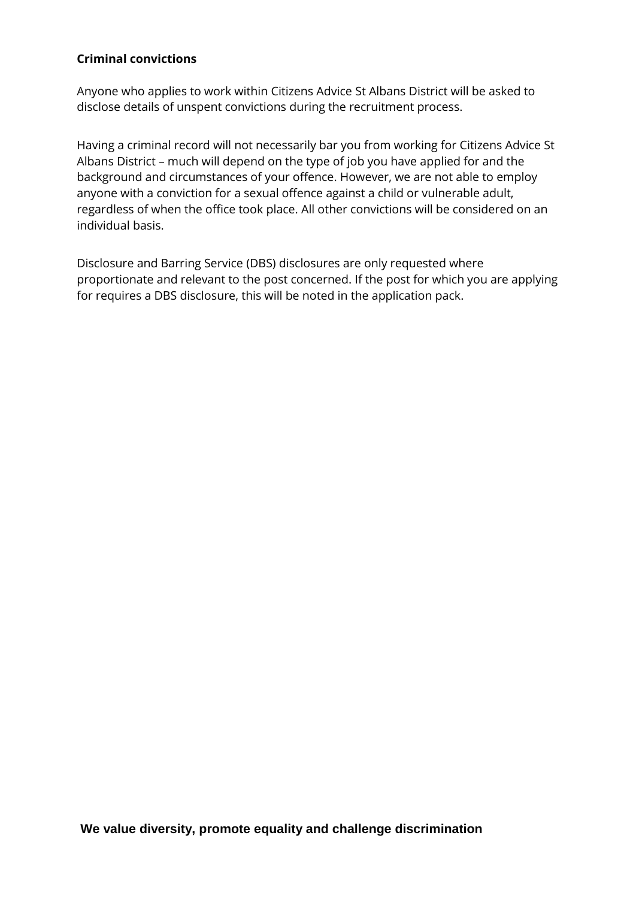**Criminal convictions**

Anyone who applies to work within Citizens Advice St Albans District will be asked to disclose details of unspent convictions during the recruitment process.

Having a criminal record will not necessarily bar you from working for Citizens Advice St Albans District – much will depend on the type of job you have applied for and the background and circumstances of your offence. However, we are not able to employ anyone with a conviction for a sexual offence against a child or vulnerable adult, regardless of when the office took place. All other convictions will be considered on an individual basis.

Disclosure and Barring Service (DBS) disclosures are only requested where proportionate and relevant to the post concerned. If the post for which you are applying for requires a DBS disclosure, this will be noted in the application pack.

**We value diversity, promote equality and challenge discrimination**